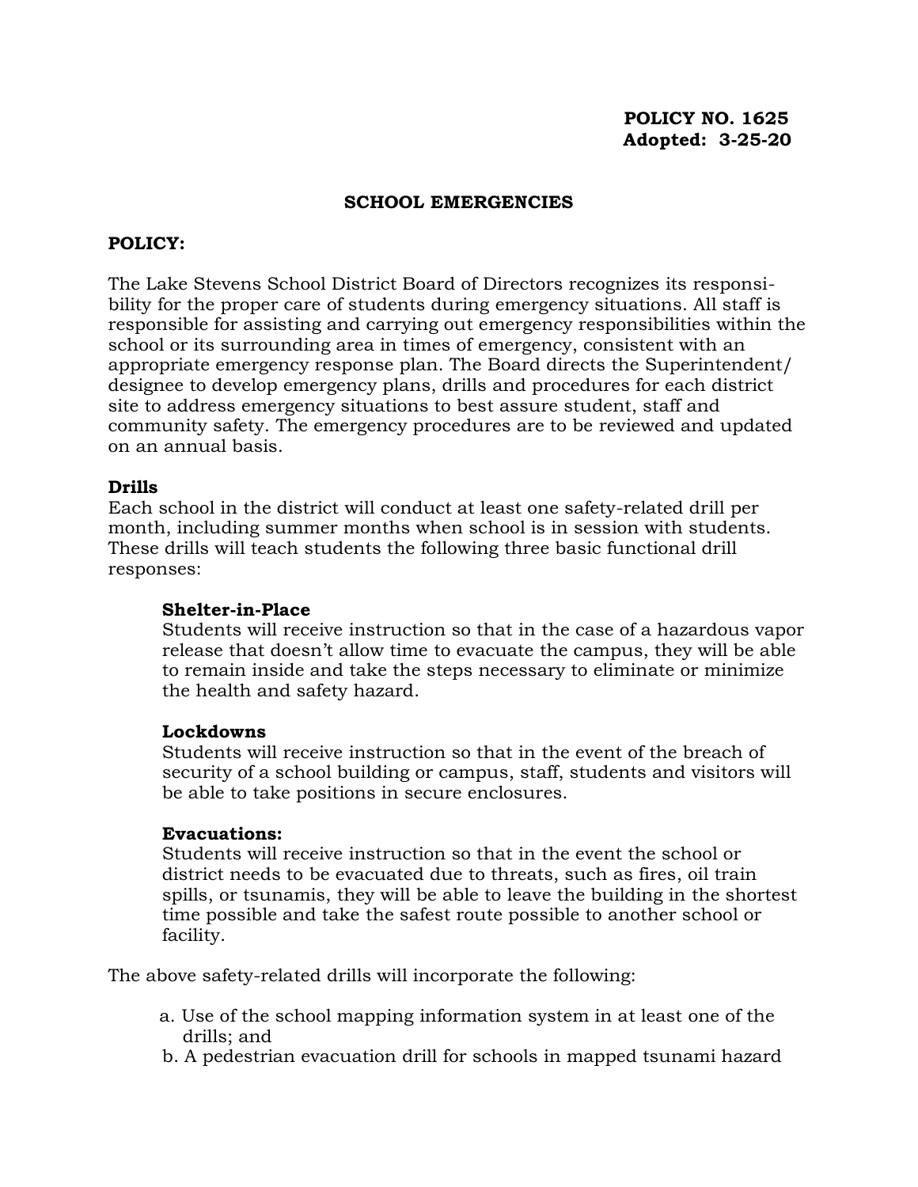**POLICY NO. 1625**
**Adopted: 3-25-20**

## SCHOOL EMERGENCIES

### POLICY:

The Lake Stevens School District Board of Directors recognizes its responsibility for the proper care of students during emergency situations. All staff is responsible for assisting and carrying out emergency responsibilities within the school or its surrounding area in times of emergency, consistent with an appropriate emergency response plan. The Board directs the Superintendent/ designee to develop emergency plans, drills and procedures for each district site to address emergency situations to best assure student, staff and community safety. The emergency procedures are to be reviewed and updated on an annual basis.

**Drills**
Each school in the district will conduct at least one safety-related drill per month, including summer months when school is in session with students. These drills will teach students the following three basic functional drill responses:

> **Shelter-in-Place**
> Students will receive instruction so that in the case of a hazardous vapor release that doesn't allow time to evacuate the campus, they will be able to remain inside and take the steps necessary to eliminate or minimize the health and safety hazard.
>
> **Lockdowns**
> Students will receive instruction so that in the event of the breach of security of a school building or campus, staff, students and visitors will be able to take positions in secure enclosures.
>
> **Evacuations:**
> Students will receive instruction so that in the event the school or district needs to be evacuated due to threats, such as fires, oil train spills, or tsunamis, they will be able to leave the building in the shortest time possible and take the safest route possible to another school or facility.

The above safety-related drills will incorporate the following:

a. Use of the school mapping information system in at least one of the drills; and
b. A pedestrian evacuation drill for schools in mapped tsunami hazard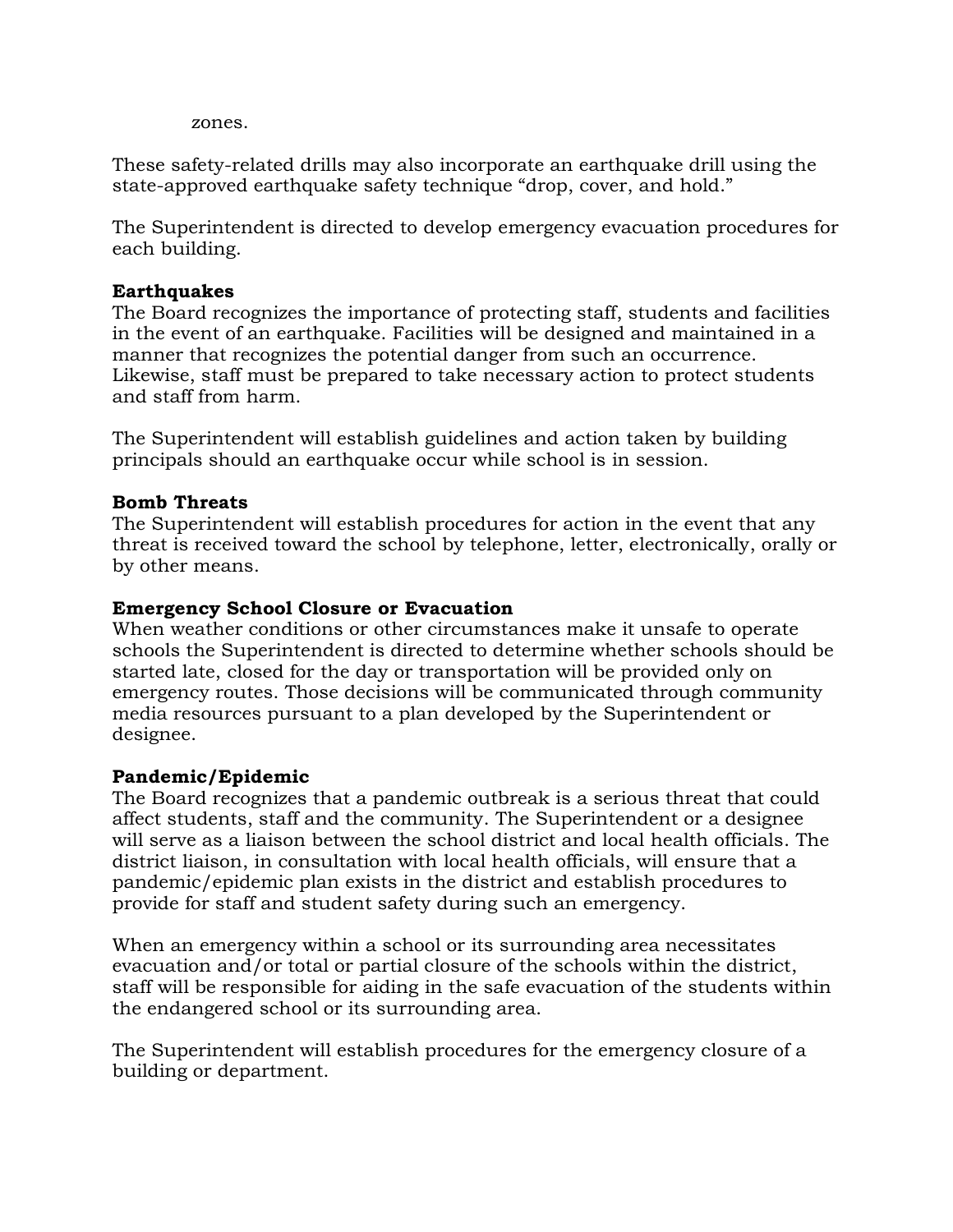zones.

These safety-related drills may also incorporate an earthquake drill using the state-approved earthquake safety technique “drop, cover, and hold.”

The Superintendent is directed to develop emergency evacuation procedures for each building.

**Earthquakes**
The Board recognizes the importance of protecting staff, students and facilities in the event of an earthquake. Facilities will be designed and maintained in a manner that recognizes the potential danger from such an occurrence. Likewise, staff must be prepared to take necessary action to protect students and staff from harm.

The Superintendent will establish guidelines and action taken by building principals should an earthquake occur while school is in session.

**Bomb Threats**
The Superintendent will establish procedures for action in the event that any threat is received toward the school by telephone, letter, electronically, orally or by other means.

**Emergency School Closure or Evacuation**
When weather conditions or other circumstances make it unsafe to operate schools the Superintendent is directed to determine whether schools should be started late, closed for the day or transportation will be provided only on emergency routes. Those decisions will be communicated through community media resources pursuant to a plan developed by the Superintendent or designee.

**Pandemic/Epidemic**
The Board recognizes that a pandemic outbreak is a serious threat that could affect students, staff and the community. The Superintendent or a designee will serve as a liaison between the school district and local health officials. The district liaison, in consultation with local health officials, will ensure that a pandemic/epidemic plan exists in the district and establish procedures to provide for staff and student safety during such an emergency.

When an emergency within a school or its surrounding area necessitates evacuation and/or total or partial closure of the schools within the district, staff will be responsible for aiding in the safe evacuation of the students within the endangered school or its surrounding area.

The Superintendent will establish procedures for the emergency closure of a building or department.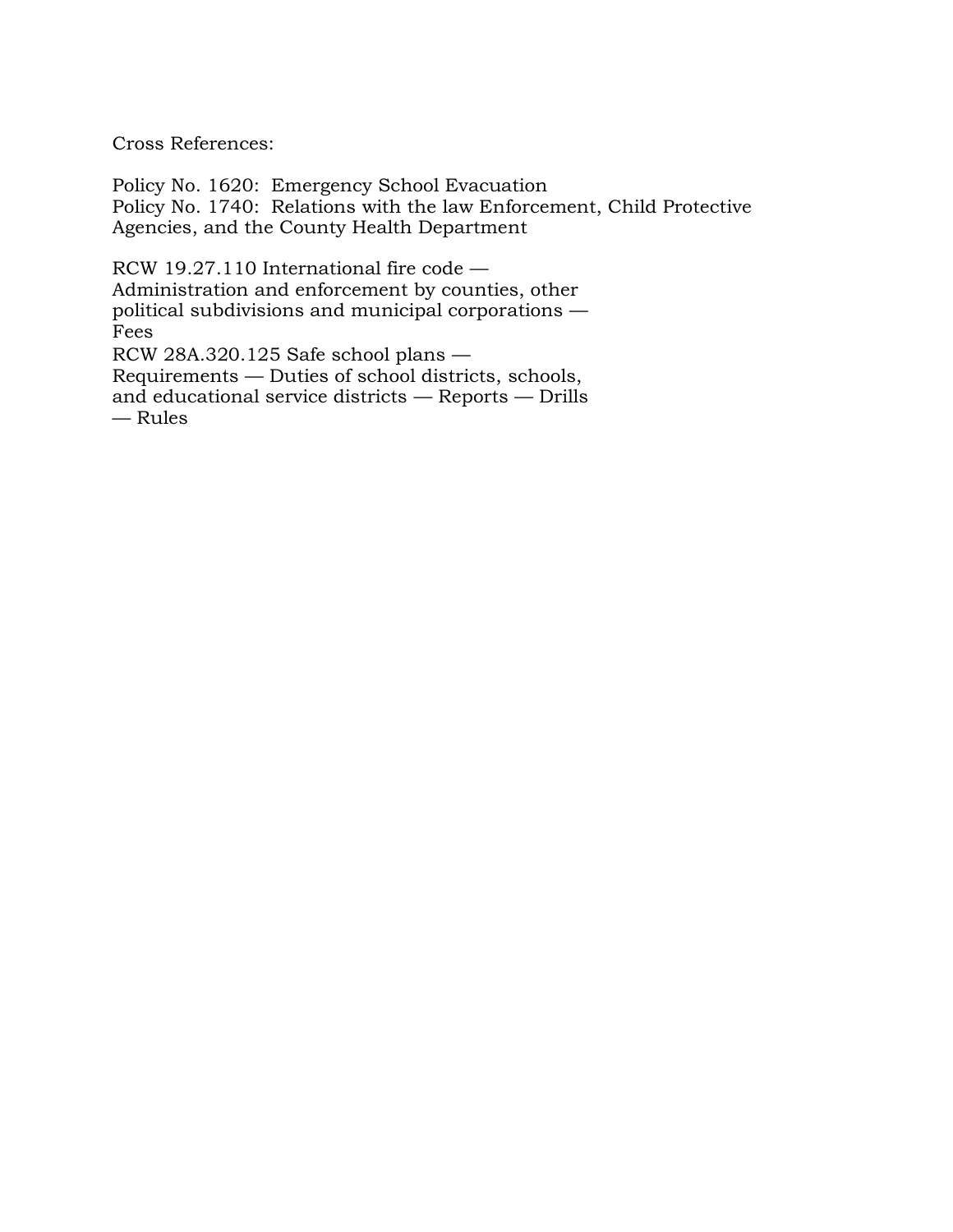Cross References:

Policy No. 1620: Emergency School Evacuation
Policy No. 1740: Relations with the law Enforcement, Child Protective Agencies, and the County Health Department

RCW 19.27.110 International fire code — Administration and enforcement by counties, other political subdivisions and municipal corporations — Fees
RCW 28A.320.125 Safe school plans — Requirements — Duties of school districts, schools, and educational service districts — Reports — Drills — Rules